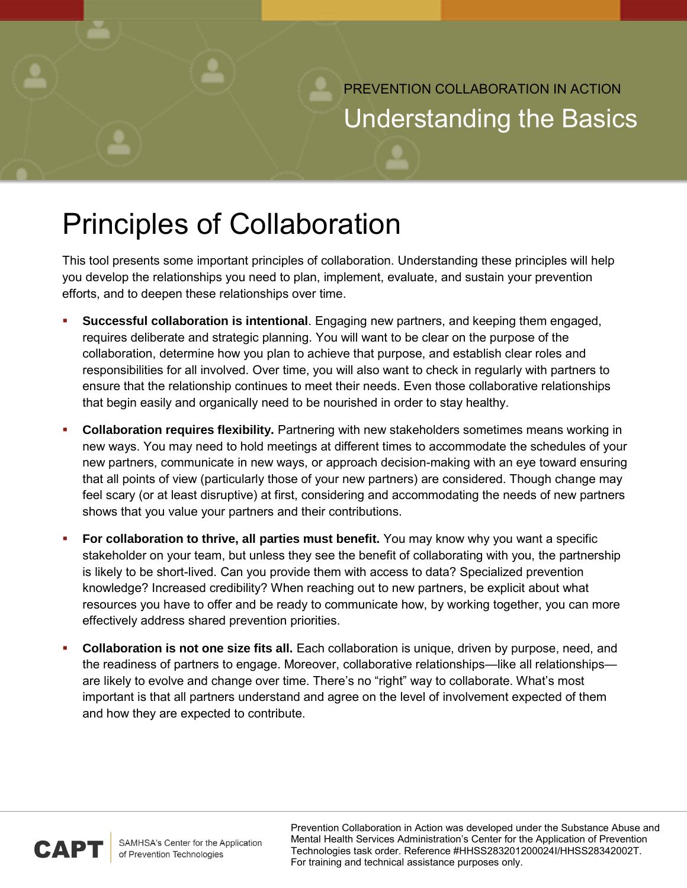PREVENTION COLLABORATION IN ACTION

Understanding the Basics

# Principles of Collaboration

This tool presents some important principles of collaboration. Understanding these principles will help you develop the relationships you need to plan, implement, evaluate, and sustain your prevention efforts, and to deepen these relationships over time.

- **Successful collaboration is intentional**. Engaging new partners, and keeping them engaged, requires deliberate and strategic planning. You will want to be clear on the purpose of the collaboration, determine how you plan to achieve that purpose, and establish clear roles and responsibilities for all involved. Over time, you will also want to check in regularly with partners to ensure that the relationship continues to meet their needs. Even those collaborative relationships that begin easily and organically need to be nourished in order to stay healthy.
- **Collaboration requires flexibility.** Partnering with new stakeholders sometimes means working in new ways. You may need to hold meetings at different times to accommodate the schedules of your new partners, communicate in new ways, or approach decision-making with an eye toward ensuring that all points of view (particularly those of your new partners) are considered. Though change may feel scary (or at least disruptive) at first, considering and accommodating the needs of new partners shows that you value your partners and their contributions.
- **For collaboration to thrive, all parties must benefit.** You may know why you want a specific stakeholder on your team, but unless they see the benefit of collaborating with you, the partnership is likely to be short-lived. Can you provide them with access to data? Specialized prevention knowledge? Increased credibility? When reaching out to new partners, be explicit about what resources you have to offer and be ready to communicate how, by working together, you can more effectively address shared prevention priorities.
- **Collaboration is not one size fits all.** Each collaboration is unique, driven by purpose, need, and the readiness of partners to engage. Moreover, collaborative relationships—like all relationships—are likely to evolve and change over time. There's no "right" way to collaborate. What's most important is that all partners understand and agree on the level of involvement expected of them and how they are expected to contribute.

CAPT | SAMHSA's Center for the Application of Prevention Technologies

Prevention Collaboration in Action was developed under the Substance Abuse and Mental Health Services Administration's Center for the Application of Prevention Technologies task order. Reference #HHSS283201200024I/HHSS28342002T. For training and technical assistance purposes only.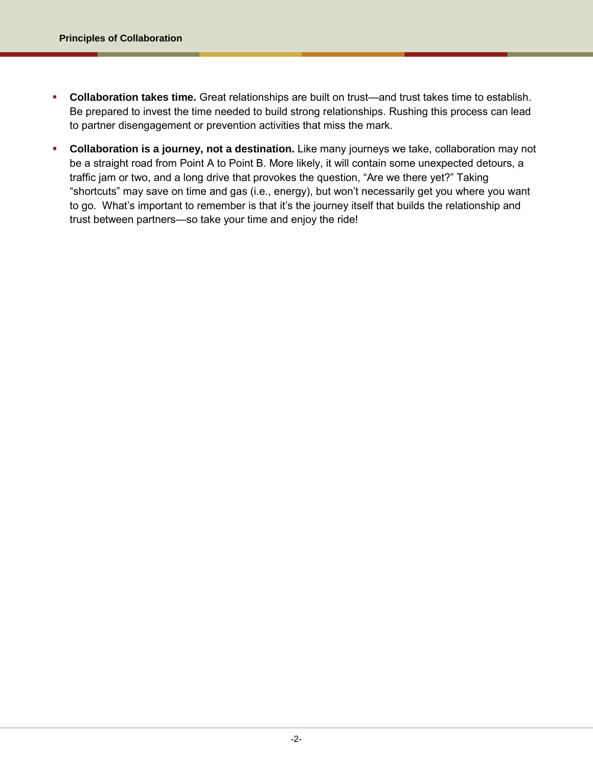- **Collaboration takes time.** Great relationships are built on trust—and trust takes time to establish. Be prepared to invest the time needed to build strong relationships. Rushing this process can lead to partner disengagement or prevention activities that miss the mark.
- **Collaboration is a journey, not a destination.** Like many journeys we take, collaboration may not be a straight road from Point A to Point B. More likely, it will contain some unexpected detours, a traffic jam or two, and a long drive that provokes the question, "Are we there yet?" Taking "shortcuts" may save on time and gas (i.e., energy), but won't necessarily get you where you want to go. What's important to remember is that it's the journey itself that builds the relationship and trust between partners—so take your time and enjoy the ride!